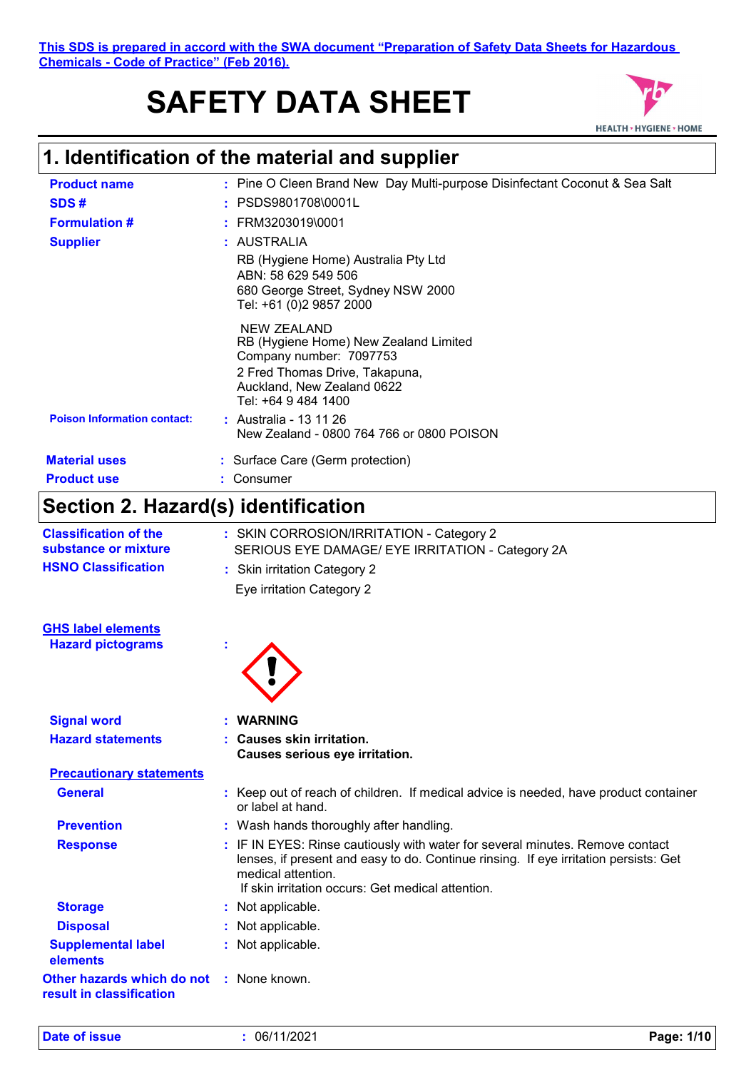This SDS is prepared in accord with the SWA document "Preparation of Safety Data Sheets for Hazardous Chemicals - Code of Practice" (Feb 2016).

# SAFETY DATA SHEET

## 1. Identification of the material and supplier

**Product name** : Pine O Cleen Brand New Day Multi-purpose Disinfectant Coconut & Sea Salt

**SDS #** : PSDS9801708\0001L

**Formulation #** : FRM3203019\0001

**Supplier** : AUSTRALIA
RB (Hygiene Home) Australia Pty Ltd
ABN: 58 629 549 506
680 George Street, Sydney NSW 2000
Tel: +61 (0)2 9857 2000

NEW ZEALAND
RB (Hygiene Home) New Zealand Limited
Company number: 7097753
2 Fred Thomas Drive, Takapuna,
Auckland, New Zealand 0622
Tel: +64 9 484 1400

**Poison Information contact:** : Australia - 13 11 26
New Zealand - 0800 764 766 or 0800 POISON

**Material uses** : Surface Care (Germ protection)

**Product use** : Consumer

## Section 2. Hazard(s) identification

**Classification of the substance or mixture** : SKIN CORROSION/IRRITATION - Category 2
SERIOUS EYE DAMAGE/ EYE IRRITATION - Category 2A

**HSNO Classification** : Skin irritation Category 2
Eye irritation Category 2

**GHS label elements**

**Hazard pictograms** :

**Signal word** : **WARNING**

**Hazard statements** : **Causes skin irritation.**
**Causes serious eye irritation.**

**Precautionary statements**

**General** : Keep out of reach of children. If medical advice is needed, have product container or label at hand.

**Prevention** : Wash hands thoroughly after handling.

**Response** : IF IN EYES: Rinse cautiously with water for several minutes. Remove contact lenses, if present and easy to do. Continue rinsing. If eye irritation persists: Get medical attention.
If skin irritation occurs: Get medical attention.

**Storage** : Not applicable.

**Disposal** : Not applicable.

**Supplemental label elements** : Not applicable.

**Other hazards which do not result in classification** : None known.

**Date of issue** : 06/11/2021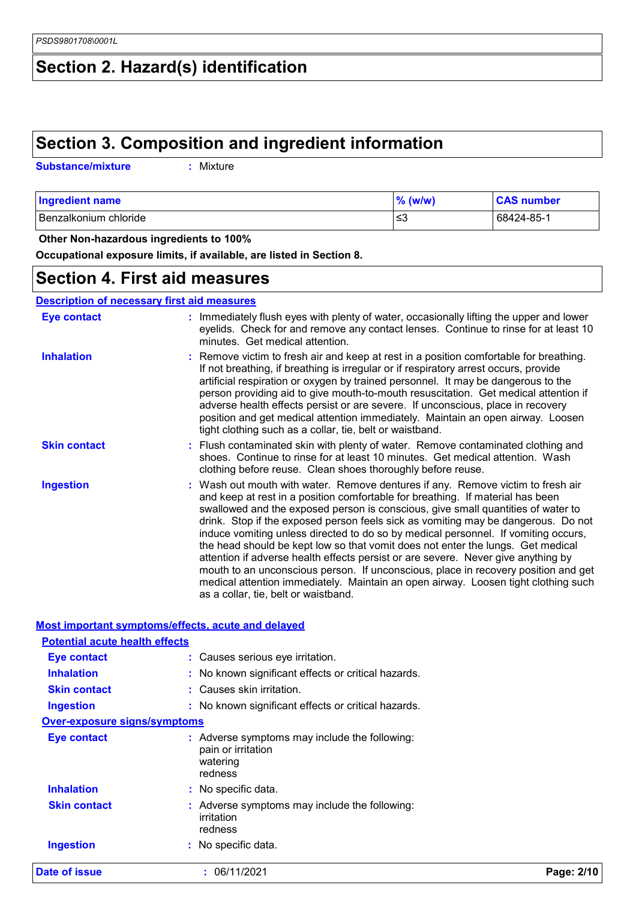## Section 2. Hazard(s) identification

## Section 3. Composition and ingredient information

**Substance/mixture** : Mixture

| Ingredient name | % (w/w) | CAS number |
|---|---|---|
| Benzalkonium chloride | ≤3 | 68424-85-1 |

**Other Non-hazardous ingredients to 100%**

**Occupational exposure limits, if available, are listed in Section 8.**

## Section 4. First aid measures

### Description of necessary first aid measures

**Eye contact** : Immediately flush eyes with plenty of water, occasionally lifting the upper and lower eyelids. Check for and remove any contact lenses. Continue to rinse for at least 10 minutes. Get medical attention.

**Inhalation** : Remove victim to fresh air and keep at rest in a position comfortable for breathing. If not breathing, if breathing is irregular or if respiratory arrest occurs, provide artificial respiration or oxygen by trained personnel. It may be dangerous to the person providing aid to give mouth-to-mouth resuscitation. Get medical attention if adverse health effects persist or are severe. If unconscious, place in recovery position and get medical attention immediately. Maintain an open airway. Loosen tight clothing such as a collar, tie, belt or waistband.

**Skin contact** : Flush contaminated skin with plenty of water. Remove contaminated clothing and shoes. Continue to rinse for at least 10 minutes. Get medical attention. Wash clothing before reuse. Clean shoes thoroughly before reuse.

**Ingestion** : Wash out mouth with water. Remove dentures if any. Remove victim to fresh air and keep at rest in a position comfortable for breathing. If material has been swallowed and the exposed person is conscious, give small quantities of water to drink. Stop if the exposed person feels sick as vomiting may be dangerous. Do not induce vomiting unless directed to do so by medical personnel. If vomiting occurs, the head should be kept low so that vomit does not enter the lungs. Get medical attention if adverse health effects persist or are severe. Never give anything by mouth to an unconscious person. If unconscious, place in recovery position and get medical attention immediately. Maintain an open airway. Loosen tight clothing such as a collar, tie, belt or waistband.

### Most important symptoms/effects, acute and delayed

#### Potential acute health effects

**Eye contact** : Causes serious eye irritation.

**Inhalation** : No known significant effects or critical hazards.

**Skin contact** : Causes skin irritation.

**Ingestion** : No known significant effects or critical hazards.

#### Over-exposure signs/symptoms

**Eye contact** : Adverse symptoms may include the following:
pain or irritation
watering
redness

**Inhalation** : No specific data.

**Skin contact** : Adverse symptoms may include the following:
irritation
redness

**Ingestion** : No specific data.

**Date of issue** : 06/11/2021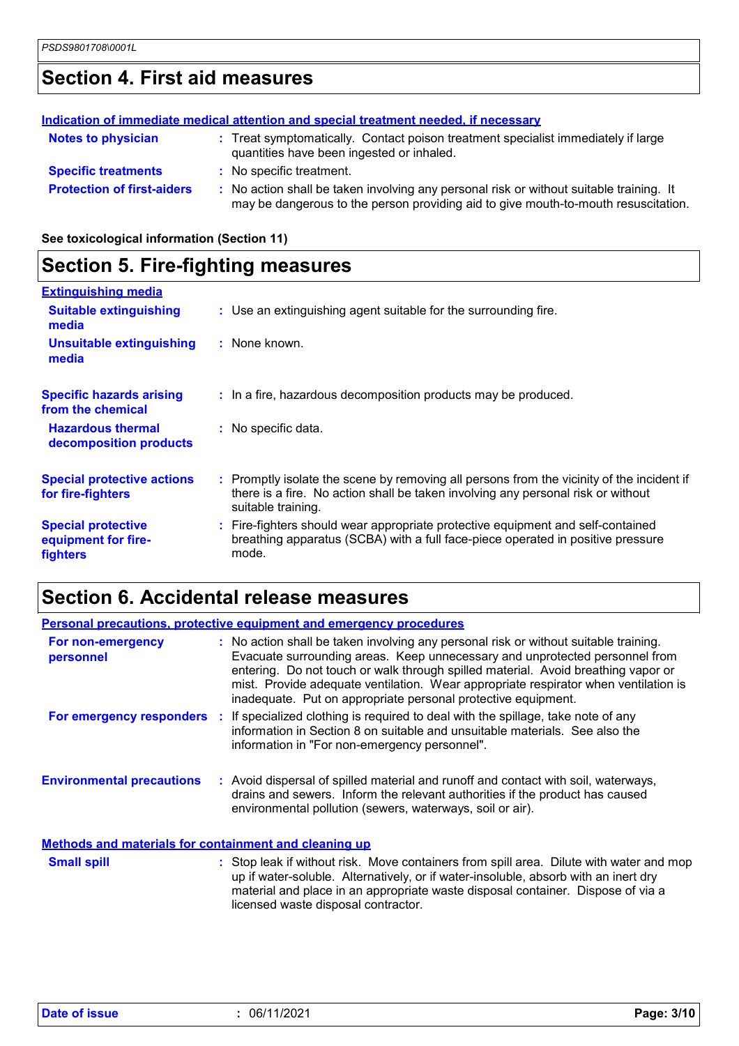## Section 4. First aid measures

**Indication of immediate medical attention and special treatment needed, if necessary**

| | |
|---|---|
| **Notes to physician** | : Treat symptomatically. Contact poison treatment specialist immediately if large quantities have been ingested or inhaled. |
| **Specific treatments** | : No specific treatment. |
| **Protection of first-aiders** | : No action shall be taken involving any personal risk or without suitable training. It may be dangerous to the person providing aid to give mouth-to-mouth resuscitation. |

**See toxicological information (Section 11)**

## Section 5. Fire-fighting measures

**Extinguishing media**

| | |
|---|---|
| **Suitable extinguishing media** | : Use an extinguishing agent suitable for the surrounding fire. |
| **Unsuitable extinguishing media** | : None known. |
| **Specific hazards arising from the chemical** | : In a fire, hazardous decomposition products may be produced. |
| **Hazardous thermal decomposition products** | : No specific data. |
| **Special protective actions for fire-fighters** | : Promptly isolate the scene by removing all persons from the vicinity of the incident if there is a fire. No action shall be taken involving any personal risk or without suitable training. |
| **Special protective equipment for fire-fighters** | : Fire-fighters should wear appropriate protective equipment and self-contained breathing apparatus (SCBA) with a full face-piece operated in positive pressure mode. |

## Section 6. Accidental release measures

**Personal precautions, protective equipment and emergency procedures**

| | |
|---|---|
| **For non-emergency personnel** | : No action shall be taken involving any personal risk or without suitable training. Evacuate surrounding areas. Keep unnecessary and unprotected personnel from entering. Do not touch or walk through spilled material. Avoid breathing vapor or mist. Provide adequate ventilation. Wear appropriate respirator when ventilation is inadequate. Put on appropriate personal protective equipment. |
| **For emergency responders** | : If specialized clothing is required to deal with the spillage, take note of any information in Section 8 on suitable and unsuitable materials. See also the information in "For non-emergency personnel". |
| **Environmental precautions** | : Avoid dispersal of spilled material and runoff and contact with soil, waterways, drains and sewers. Inform the relevant authorities if the product has caused environmental pollution (sewers, waterways, soil or air). |

**Methods and materials for containment and cleaning up**

| | |
|---|---|
| **Small spill** | : Stop leak if without risk. Move containers from spill area. Dilute with water and mop up if water-soluble. Alternatively, or if water-insoluble, absorb with an inert dry material and place in an appropriate waste disposal container. Dispose of via a licensed waste disposal contractor. |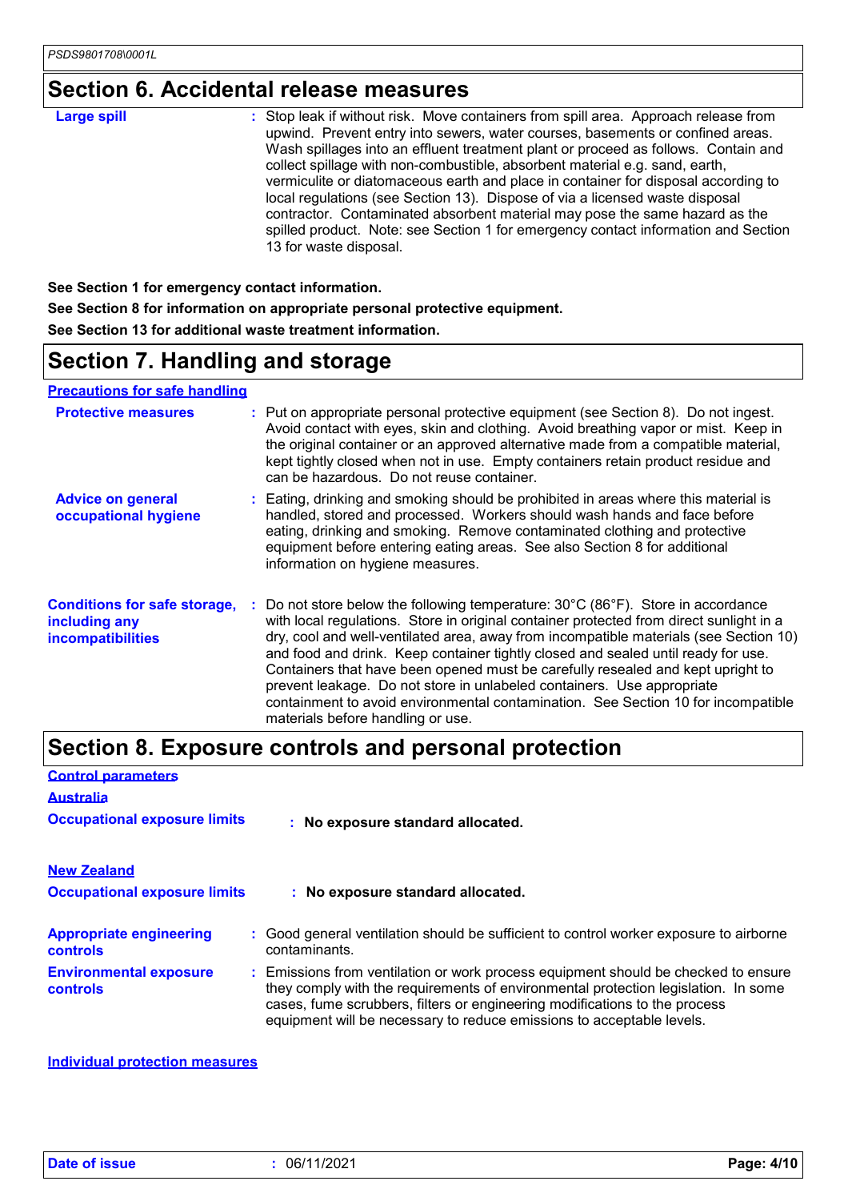## Section 6. Accidental release measures

**Large spill** : Stop leak if without risk. Move containers from spill area. Approach release from upwind. Prevent entry into sewers, water courses, basements or confined areas. Wash spillages into an effluent treatment plant or proceed as follows. Contain and collect spillage with non-combustible, absorbent material e.g. sand, earth, vermiculite or diatomaceous earth and place in container for disposal according to local regulations (see Section 13). Dispose of via a licensed waste disposal contractor. Contaminated absorbent material may pose the same hazard as the spilled product. Note: see Section 1 for emergency contact information and Section 13 for waste disposal.

**See Section 1 for emergency contact information.**

**See Section 8 for information on appropriate personal protective equipment.**

**See Section 13 for additional waste treatment information.**

## Section 7. Handling and storage

**Precautions for safe handling**

**Protective measures** : Put on appropriate personal protective equipment (see Section 8). Do not ingest. Avoid contact with eyes, skin and clothing. Avoid breathing vapor or mist. Keep in the original container or an approved alternative made from a compatible material, kept tightly closed when not in use. Empty containers retain product residue and can be hazardous. Do not reuse container.

**Advice on general occupational hygiene** : Eating, drinking and smoking should be prohibited in areas where this material is handled, stored and processed. Workers should wash hands and face before eating, drinking and smoking. Remove contaminated clothing and protective equipment before entering eating areas. See also Section 8 for additional information on hygiene measures.

**Conditions for safe storage, including any incompatibilities** : Do not store below the following temperature: 30°C (86°F). Store in accordance with local regulations. Store in original container protected from direct sunlight in a dry, cool and well-ventilated area, away from incompatible materials (see Section 10) and food and drink. Keep container tightly closed and sealed until ready for use. Containers that have been opened must be carefully resealed and kept upright to prevent leakage. Do not store in unlabeled containers. Use appropriate containment to avoid environmental contamination. See Section 10 for incompatible materials before handling or use.

## Section 8. Exposure controls and personal protection

**Control parameters**

**Australia**

**Occupational exposure limits** : **No exposure standard allocated.**

**New Zealand**

**Occupational exposure limits** : **No exposure standard allocated.**

**Appropriate engineering controls** : Good general ventilation should be sufficient to control worker exposure to airborne contaminants.

**Environmental exposure controls** : Emissions from ventilation or work process equipment should be checked to ensure they comply with the requirements of environmental protection legislation. In some cases, fume scrubbers, filters or engineering modifications to the process equipment will be necessary to reduce emissions to acceptable levels.

**Individual protection measures**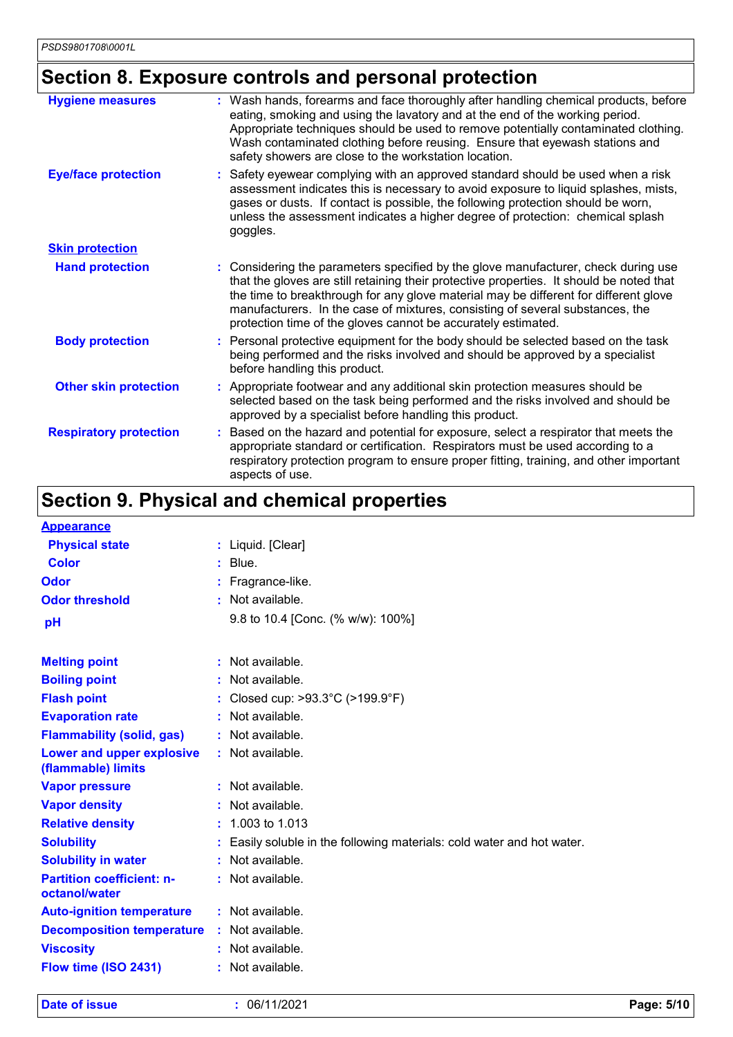## Section 8. Exposure controls and personal protection

| | |
|---|---|
| **Hygiene measures** | : Wash hands, forearms and face thoroughly after handling chemical products, before eating, smoking and using the lavatory and at the end of the working period. Appropriate techniques should be used to remove potentially contaminated clothing. Wash contaminated clothing before reusing. Ensure that eyewash stations and safety showers are close to the workstation location. |
| **Eye/face protection** | : Safety eyewear complying with an approved standard should be used when a risk assessment indicates this is necessary to avoid exposure to liquid splashes, mists, gases or dusts. If contact is possible, the following protection should be worn, unless the assessment indicates a higher degree of protection: chemical splash goggles. |
| **Skin protection** | |
| **Hand protection** | : Considering the parameters specified by the glove manufacturer, check during use that the gloves are still retaining their protective properties. It should be noted that the time to breakthrough for any glove material may be different for different glove manufacturers. In the case of mixtures, consisting of several substances, the protection time of the gloves cannot be accurately estimated. |
| **Body protection** | : Personal protective equipment for the body should be selected based on the task being performed and the risks involved and should be approved by a specialist before handling this product. |
| **Other skin protection** | : Appropriate footwear and any additional skin protection measures should be selected based on the task being performed and the risks involved and should be approved by a specialist before handling this product. |
| **Respiratory protection** | : Based on the hazard and potential for exposure, select a respirator that meets the appropriate standard or certification. Respirators must be used according to a respiratory protection program to ensure proper fitting, training, and other important aspects of use. |

## Section 9. Physical and chemical properties

| | |
|---|---|
| **Appearance** | |
| **Physical state** | : Liquid. [Clear] |
| **Color** | : Blue. |
| **Odor** | : Fragrance-like. |
| **Odor threshold** | : Not available. |
| **pH** | 9.8 to 10.4 [Conc. (% w/w): 100%] |
| **Melting point** | : Not available. |
| **Boiling point** | : Not available. |
| **Flash point** | : Closed cup: >93.3°C (>199.9°F) |
| **Evaporation rate** | : Not available. |
| **Flammability (solid, gas)** | : Not available. |
| **Lower and upper explosive (flammable) limits** | : Not available. |
| **Vapor pressure** | : Not available. |
| **Vapor density** | : Not available. |
| **Relative density** | : 1.003 to 1.013 |
| **Solubility** | : Easily soluble in the following materials: cold water and hot water. |
| **Solubility in water** | : Not available. |
| **Partition coefficient: n-octanol/water** | : Not available. |
| **Auto-ignition temperature** | : Not available. |
| **Decomposition temperature** | : Not available. |
| **Viscosity** | : Not available. |
| **Flow time (ISO 2431)** | : Not available. |

**Date of issue** : 06/11/2021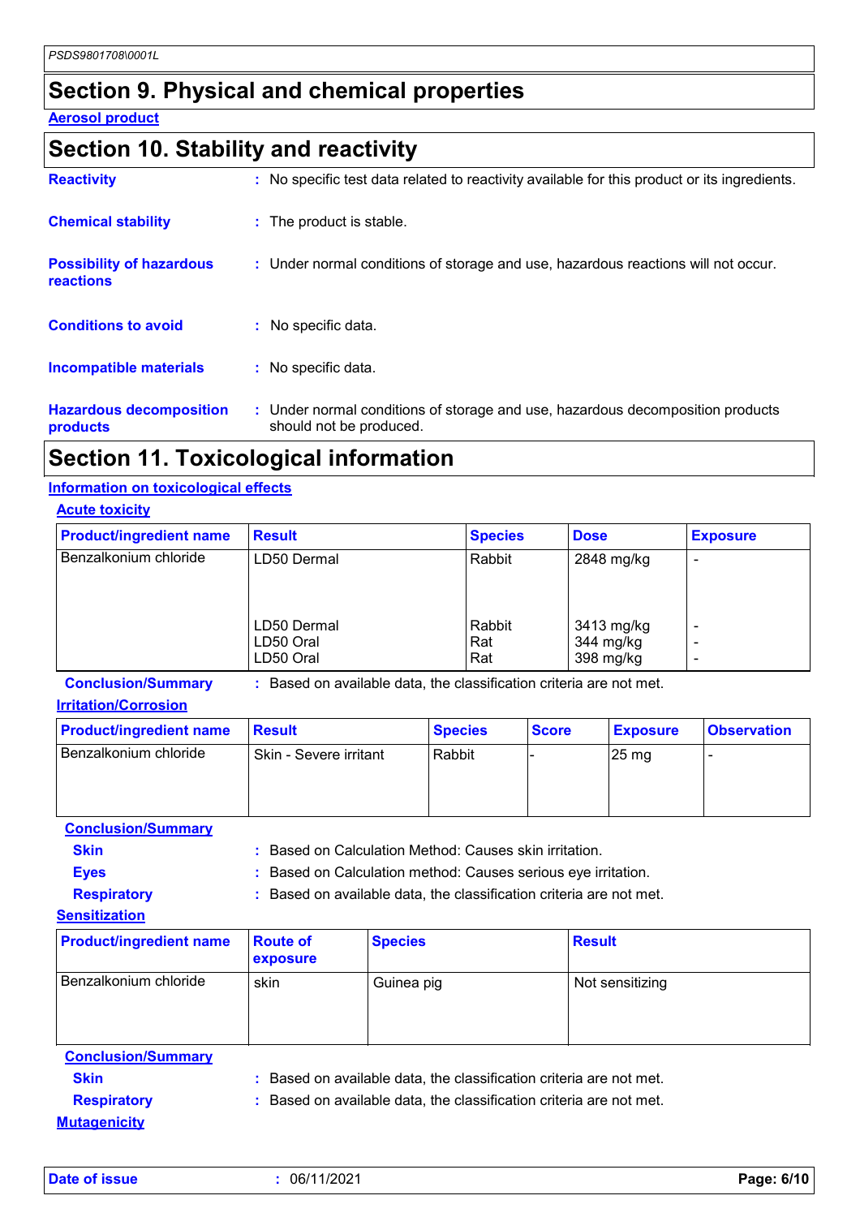PSDS9801708\0001L

# Section 9. Physical and chemical properties

**Aerosol product**

# Section 10. Stability and reactivity

**Reactivity** : No specific test data related to reactivity available for this product or its ingredients.

**Chemical stability** : The product is stable.

**Possibility of hazardous reactions** : Under normal conditions of storage and use, hazardous reactions will not occur.

**Conditions to avoid** : No specific data.

**Incompatible materials** : No specific data.

**Hazardous decomposition products** : Under normal conditions of storage and use, hazardous decomposition products should not be produced.

# Section 11. Toxicological information

## Information on toxicological effects

### Acute toxicity

| Product/ingredient name | Result | Species | Dose | Exposure |
|---|---|---|---|---|
| Benzalkonium chloride | LD50 Dermal | Rabbit | 2848 mg/kg | - |
| | LD50 Dermal | Rabbit | 3413 mg/kg | - |
| | LD50 Oral | Rat | 344 mg/kg | - |
| | LD50 Oral | Rat | 398 mg/kg | - |

**Conclusion/Summary** : Based on available data, the classification criteria are not met.

### Irritation/Corrosion

| Product/ingredient name | Result | Species | Score | Exposure | Observation |
|---|---|---|---|---|---|
| Benzalkonium chloride | Skin - Severe irritant | Rabbit | - | 25 mg | - |

**Conclusion/Summary**

**Skin** : Based on Calculation Method: Causes skin irritation.

**Eyes** : Based on Calculation method: Causes serious eye irritation.

**Respiratory** : Based on available data, the classification criteria are not met.

### Sensitization

| Product/ingredient name | Route of exposure | Species | Result |
|---|---|---|---|
| Benzalkonium chloride | skin | Guinea pig | Not sensitizing |

**Conclusion/Summary**

**Skin** : Based on available data, the classification criteria are not met.

**Respiratory** : Based on available data, the classification criteria are not met.

### Mutagenicity

Date of issue : 06/11/2021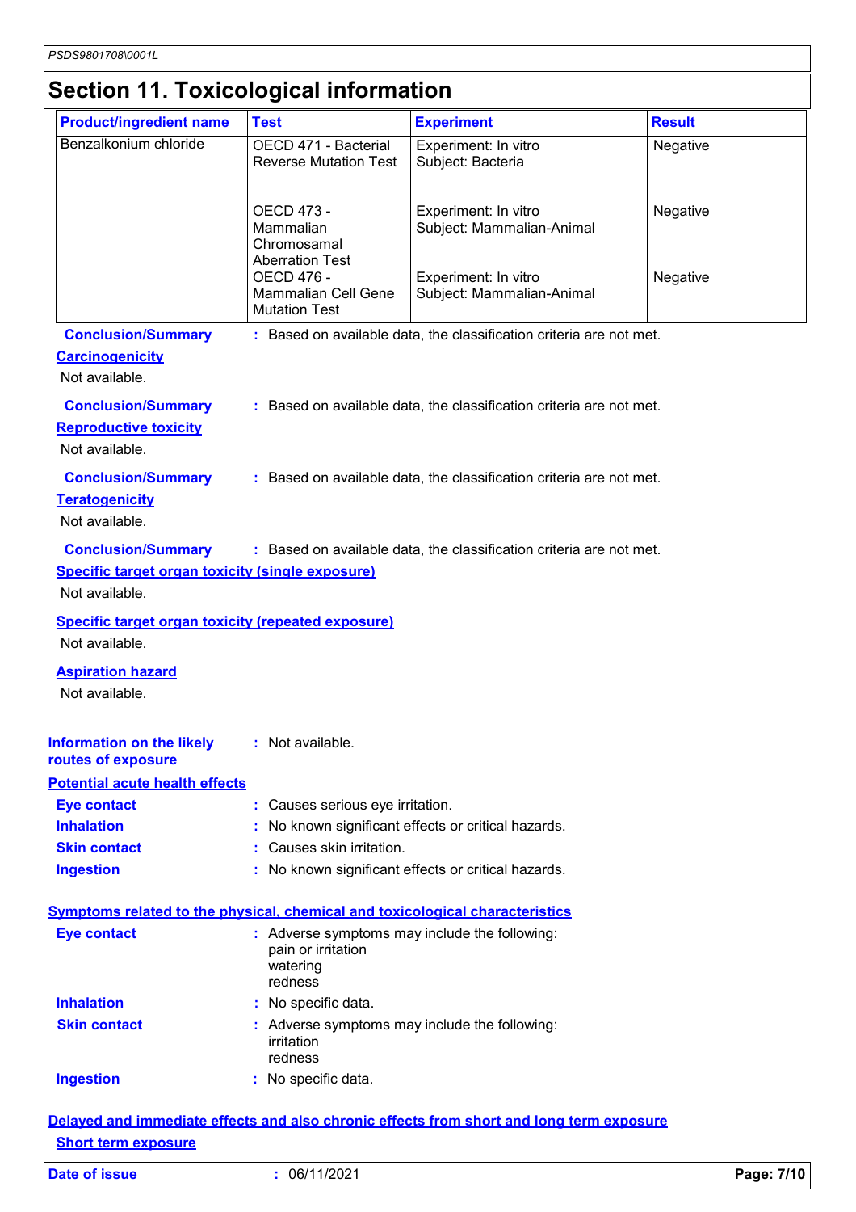# Section 11. Toxicological information

| Product/ingredient name | Test | Experiment | Result |
|---|---|---|---|
| Benzalkonium chloride | OECD 471 - Bacterial Reverse Mutation Test | Experiment: In vitro Subject: Bacteria | Negative |
| | OECD 473 - Mammalian Chromosamal Aberration Test | Experiment: In vitro Subject: Mammalian-Animal | Negative |
| | OECD 476 - Mammalian Cell Gene Mutation Test | Experiment: In vitro Subject: Mammalian-Animal | Negative |

**Conclusion/Summary** : Based on available data, the classification criteria are not met.

**Carcinogenicity**

Not available.

**Conclusion/Summary** : Based on available data, the classification criteria are not met.

**Reproductive toxicity**

Not available.

**Conclusion/Summary** : Based on available data, the classification criteria are not met.

**Teratogenicity**

Not available.

**Conclusion/Summary** : Based on available data, the classification criteria are not met.

**Specific target organ toxicity (single exposure)**

Not available.

**Specific target organ toxicity (repeated exposure)**

Not available.

**Aspiration hazard**

Not available.

**Information on the likely routes of exposure** : Not available.

**Potential acute health effects**

**Eye contact** : Causes serious eye irritation.

**Inhalation** : No known significant effects or critical hazards.

**Skin contact** : Causes skin irritation.

**Ingestion** : No known significant effects or critical hazards.

**Symptoms related to the physical, chemical and toxicological characteristics**

**Eye contact** : Adverse symptoms may include the following:
pain or irritation
watering
redness

**Inhalation** : No specific data.

**Skin contact** : Adverse symptoms may include the following:
irritation
redness

**Ingestion** : No specific data.

**Delayed and immediate effects and also chronic effects from short and long term exposure**

**Short term exposure**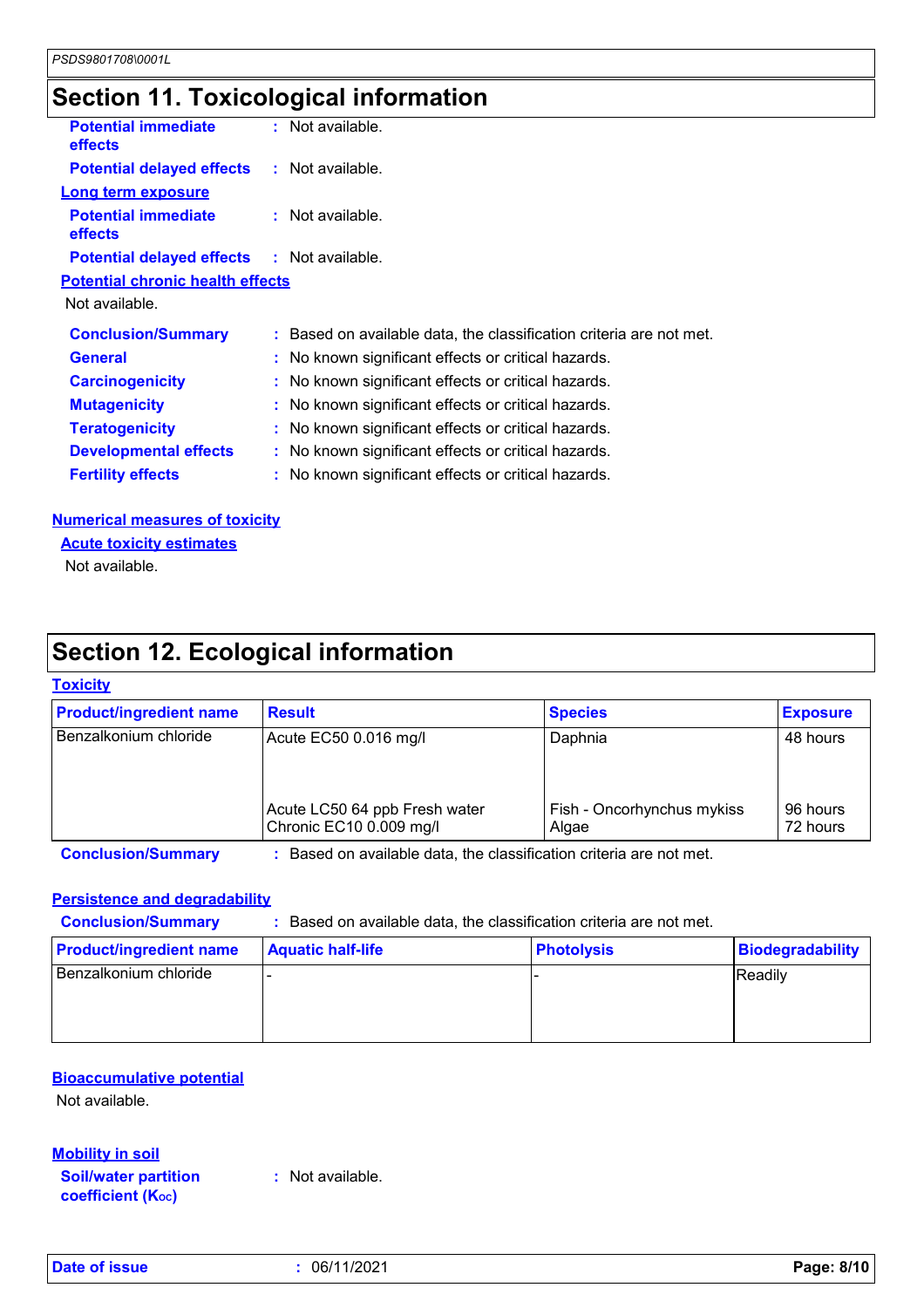## Section 11. Toxicological information

**Potential immediate effects** : Not available.

**Potential delayed effects** : Not available.

**Long term exposure**

**Potential immediate effects** : Not available.

**Potential delayed effects** : Not available.

**Potential chronic health effects**

Not available.

**Conclusion/Summary** : Based on available data, the classification criteria are not met.

**General** : No known significant effects or critical hazards.

**Carcinogenicity** : No known significant effects or critical hazards.

**Mutagenicity** : No known significant effects or critical hazards.

**Teratogenicity** : No known significant effects or critical hazards.

**Developmental effects** : No known significant effects or critical hazards.

**Fertility effects** : No known significant effects or critical hazards.

**Numerical measures of toxicity**

**Acute toxicity estimates**

Not available.

## Section 12. Ecological information

**Toxicity**

| Product/ingredient name | Result | Species | Exposure |
|---|---|---|---|
| Benzalkonium chloride | Acute EC50 0.016 mg/l | Daphnia | 48 hours |
| | Acute LC50 64 ppb Fresh water | Fish - Oncorhynchus mykiss | 96 hours |
| | Chronic EC10 0.009 mg/l | Algae | 72 hours |

**Conclusion/Summary** : Based on available data, the classification criteria are not met.

**Persistence and degradability**

**Conclusion/Summary** : Based on available data, the classification criteria are not met.

| Product/ingredient name | Aquatic half-life | Photolysis | Biodegradability |
|---|---|---|---|
| Benzalkonium chloride | - | - | Readily |

**Bioaccumulative potential**

Not available.

**Mobility in soil**

**Soil/water partition coefficient ($K_{OC}$)** : Not available.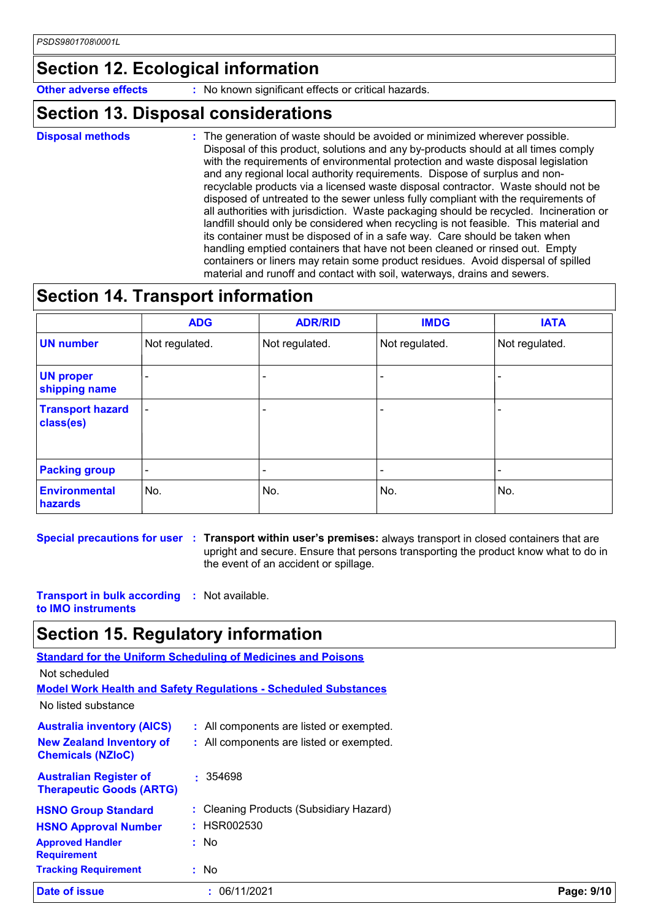## Section 12. Ecological information

**Other adverse effects** : No known significant effects or critical hazards.

## Section 13. Disposal considerations

**Disposal methods** : The generation of waste should be avoided or minimized wherever possible. Disposal of this product, solutions and any by-products should at all times comply with the requirements of environmental protection and waste disposal legislation and any regional local authority requirements. Dispose of surplus and non-recyclable products via a licensed waste disposal contractor. Waste should not be disposed of untreated to the sewer unless fully compliant with the requirements of all authorities with jurisdiction. Waste packaging should be recycled. Incineration or landfill should only be considered when recycling is not feasible. This material and its container must be disposed of in a safe way. Care should be taken when handling emptied containers that have not been cleaned or rinsed out. Empty containers or liners may retain some product residues. Avoid dispersal of spilled material and runoff and contact with soil, waterways, drains and sewers.

## Section 14. Transport information

| | ADG | ADR/RID | IMDG | IATA |
|---|---|---|---|---|
| **UN number** | Not regulated. | Not regulated. | Not regulated. | Not regulated. |
| **UN proper shipping name** | - | - | - | - |
| **Transport hazard class(es)** | - | - | - | - |
| **Packing group** | - | - | - | - |
| **Environmental hazards** | No. | No. | No. | No. |

**Special precautions for user** : **Transport within user's premises:** always transport in closed containers that are upright and secure. Ensure that persons transporting the product know what to do in the event of an accident or spillage.

**Transport in bulk according to IMO instruments** : Not available.

## Section 15. Regulatory information

**Standard for the Uniform Scheduling of Medicines and Poisons**

Not scheduled

**Model Work Health and Safety Regulations - Scheduled Substances**

No listed substance

**Australia inventory (AICS)** : All components are listed or exempted.

**New Zealand Inventory of Chemicals (NZIoC)** : All components are listed or exempted.

**Australian Register of Therapeutic Goods (ARTG)** : 354698

**HSNO Group Standard** : Cleaning Products (Subsidiary Hazard)

**HSNO Approval Number** : HSR002530

**Approved Handler Requirement** : No

**Tracking Requirement** : No

**Date of issue** : 06/11/2021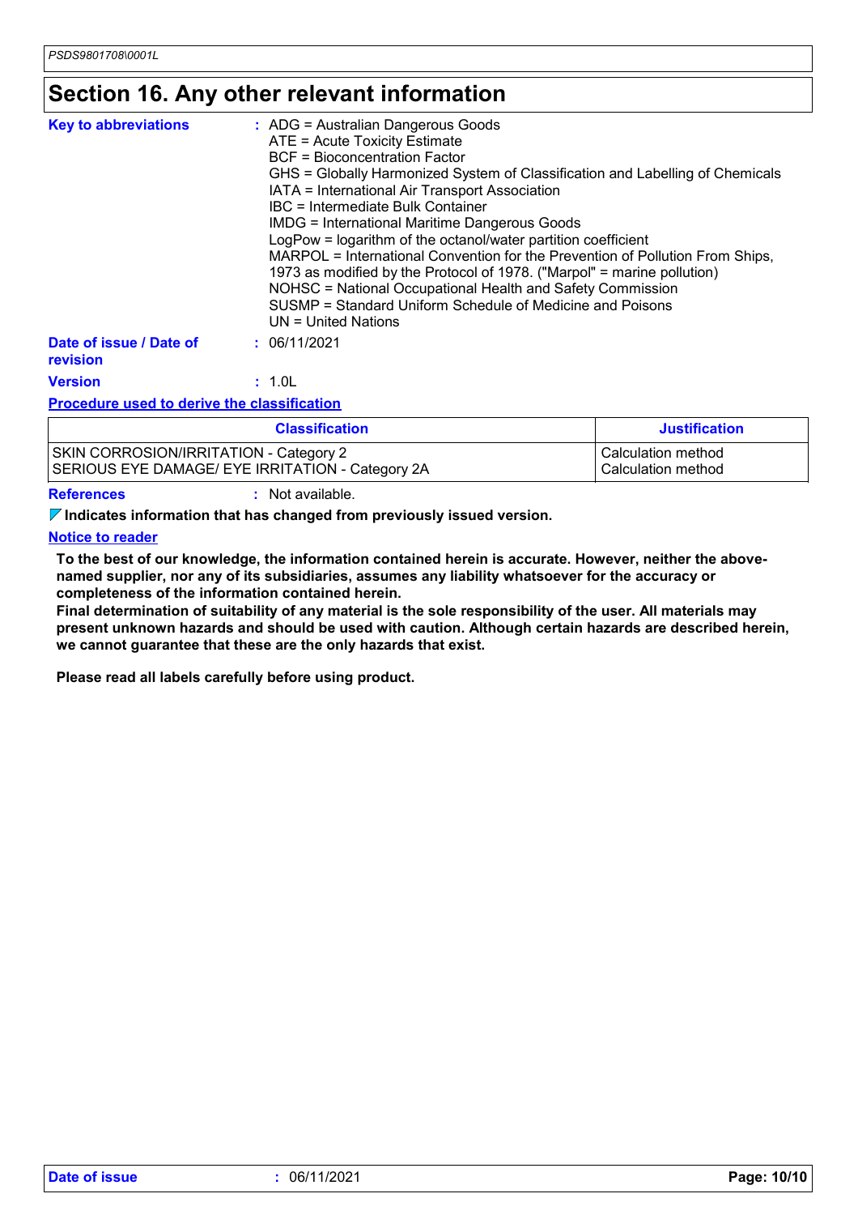# Section 16. Any other relevant information

**Key to abbreviations** : ADG = Australian Dangerous Goods
ATE = Acute Toxicity Estimate
BCF = Bioconcentration Factor
GHS = Globally Harmonized System of Classification and Labelling of Chemicals
IATA = International Air Transport Association
IBC = Intermediate Bulk Container
IMDG = International Maritime Dangerous Goods
LogPow = logarithm of the octanol/water partition coefficient
MARPOL = International Convention for the Prevention of Pollution From Ships, 1973 as modified by the Protocol of 1978. ("Marpol" = marine pollution)
NOHSC = National Occupational Health and Safety Commission
SUSMP = Standard Uniform Schedule of Medicine and Poisons
UN = United Nations

**Date of issue / Date of revision** : 06/11/2021

**Version** : 1.0L

**Procedure used to derive the classification**

| Classification | Justification |
|---|---|
| SKIN CORROSION/IRRITATION - Category 2 | Calculation method |
| SERIOUS EYE DAMAGE/ EYE IRRITATION - Category 2A | Calculation method |

**References** : Not available.

**Indicates information that has changed from previously issued version.**

**Notice to reader**

**To the best of our knowledge, the information contained herein is accurate. However, neither the above-named supplier, nor any of its subsidiaries, assumes any liability whatsoever for the accuracy or completeness of the information contained herein.**
**Final determination of suitability of any material is the sole responsibility of the user. All materials may present unknown hazards and should be used with caution. Although certain hazards are described herein, we cannot guarantee that these are the only hazards that exist.**

**Please read all labels carefully before using product.**